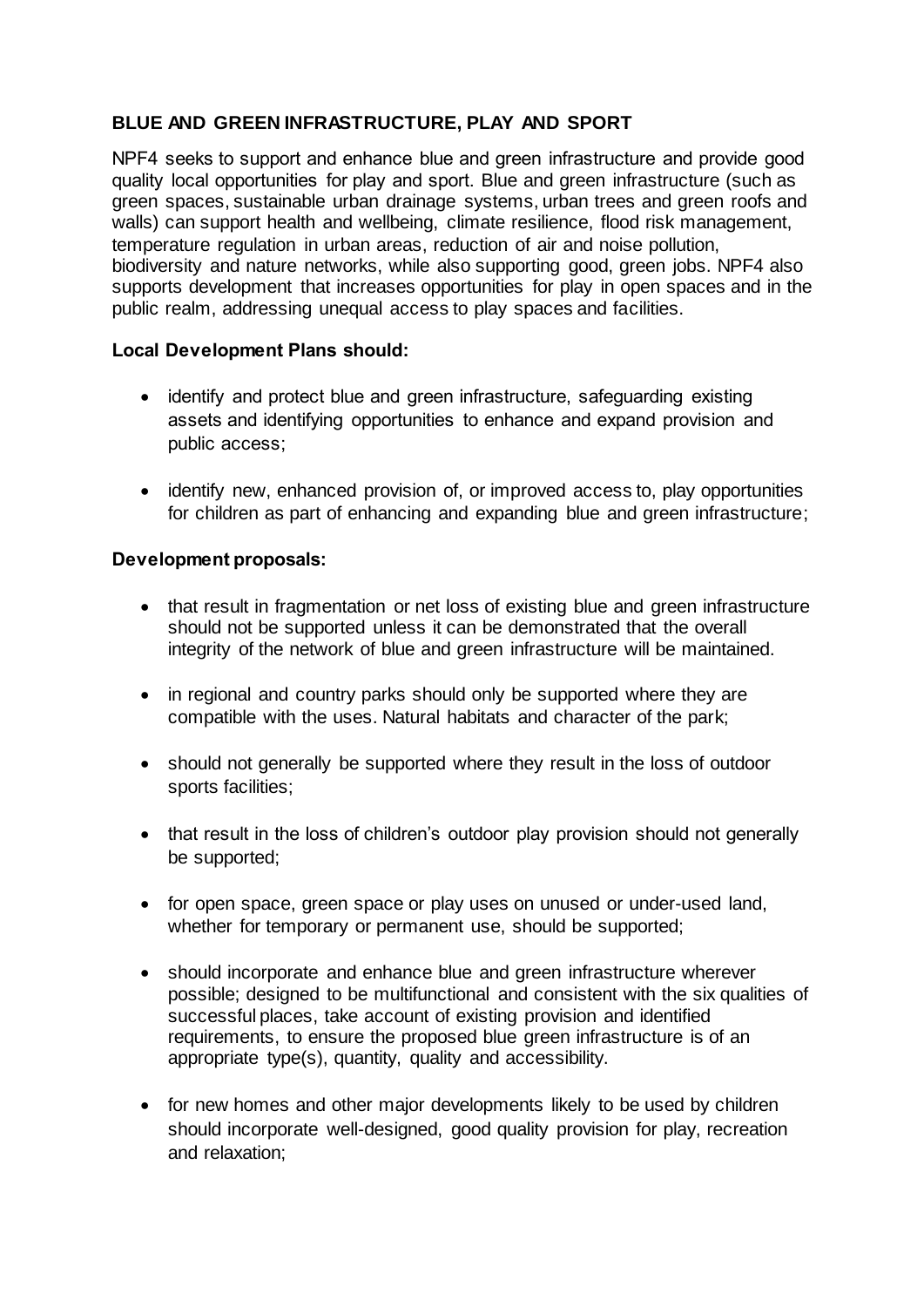**BLUE AND GREEN INFRASTRUCTURE, PLAY AND SPORT**

NPF4 seeks to support and enhance blue and green infrastructure and provide good quality local opportunities for play and sport. Blue and green infrastructure (such as green spaces, sustainable urban drainage systems, urban trees and green roofs and walls) can support health and wellbeing, climate resilience, flood risk management, temperature regulation in urban areas, reduction of air and noise pollution, biodiversity and nature networks, while also supporting good, green jobs. NPF4 also supports development that increases opportunities for play in open spaces and in the public realm, addressing unequal access to play spaces and facilities.

**Local Development Plans should:**

- identify and protect blue and green infrastructure, safeguarding existing assets and identifying opportunities to enhance and expand provision and public access;
- identify new, enhanced provision of, or improved access to, play opportunities for children as part of enhancing and expanding blue and green infrastructure;

**Development proposals:**

- that result in fragmentation or net loss of existing blue and green infrastructure should not be supported unless it can be demonstrated that the overall integrity of the network of blue and green infrastructure will be maintained.
- in regional and country parks should only be supported where they are compatible with the uses. Natural habitats and character of the park;
- should not generally be supported where they result in the loss of outdoor sports facilities;
- that result in the loss of children's outdoor play provision should not generally be supported;
- for open space, green space or play uses on unused or under-used land, whether for temporary or permanent use, should be supported;
- should incorporate and enhance blue and green infrastructure wherever possible; designed to be multifunctional and consistent with the six qualities of successful places, take account of existing provision and identified requirements, to ensure the proposed blue green infrastructure is of an appropriate type(s), quantity, quality and accessibility.
- for new homes and other major developments likely to be used by children should incorporate well-designed, good quality provision for play, recreation and relaxation;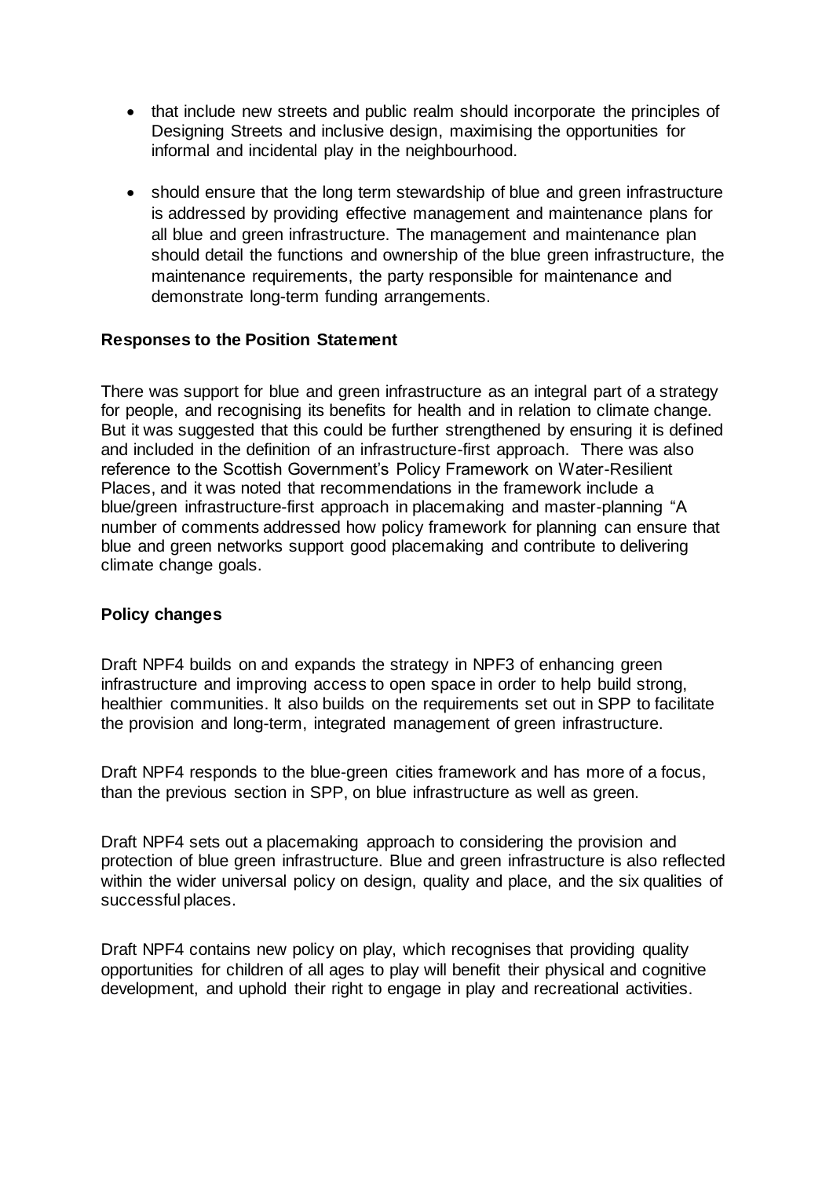- that include new streets and public realm should incorporate the principles of Designing Streets and inclusive design, maximising the opportunities for informal and incidental play in the neighbourhood.

- should ensure that the long term stewardship of blue and green infrastructure is addressed by providing effective management and maintenance plans for all blue and green infrastructure. The management and maintenance plan should detail the functions and ownership of the blue green infrastructure, the maintenance requirements, the party responsible for maintenance and demonstrate long-term funding arrangements.

**Responses to the Position Statement**

There was support for blue and green infrastructure as an integral part of a strategy for people, and recognising its benefits for health and in relation to climate change. But it was suggested that this could be further strengthened by ensuring it is defined and included in the definition of an infrastructure-first approach. There was also reference to the Scottish Government's Policy Framework on Water-Resilient Places, and it was noted that recommendations in the framework include a blue/green infrastructure-first approach in placemaking and master-planning "A number of comments addressed how policy framework for planning can ensure that blue and green networks support good placemaking and contribute to delivering climate change goals.

**Policy changes**

Draft NPF4 builds on and expands the strategy in NPF3 of enhancing green infrastructure and improving access to open space in order to help build strong, healthier communities. It also builds on the requirements set out in SPP to facilitate the provision and long-term, integrated management of green infrastructure.

Draft NPF4 responds to the blue-green cities framework and has more of a focus, than the previous section in SPP, on blue infrastructure as well as green.

Draft NPF4 sets out a placemaking approach to considering the provision and protection of blue green infrastructure. Blue and green infrastructure is also reflected within the wider universal policy on design, quality and place, and the six qualities of successful places.

Draft NPF4 contains new policy on play, which recognises that providing quality opportunities for children of all ages to play will benefit their physical and cognitive development, and uphold their right to engage in play and recreational activities.